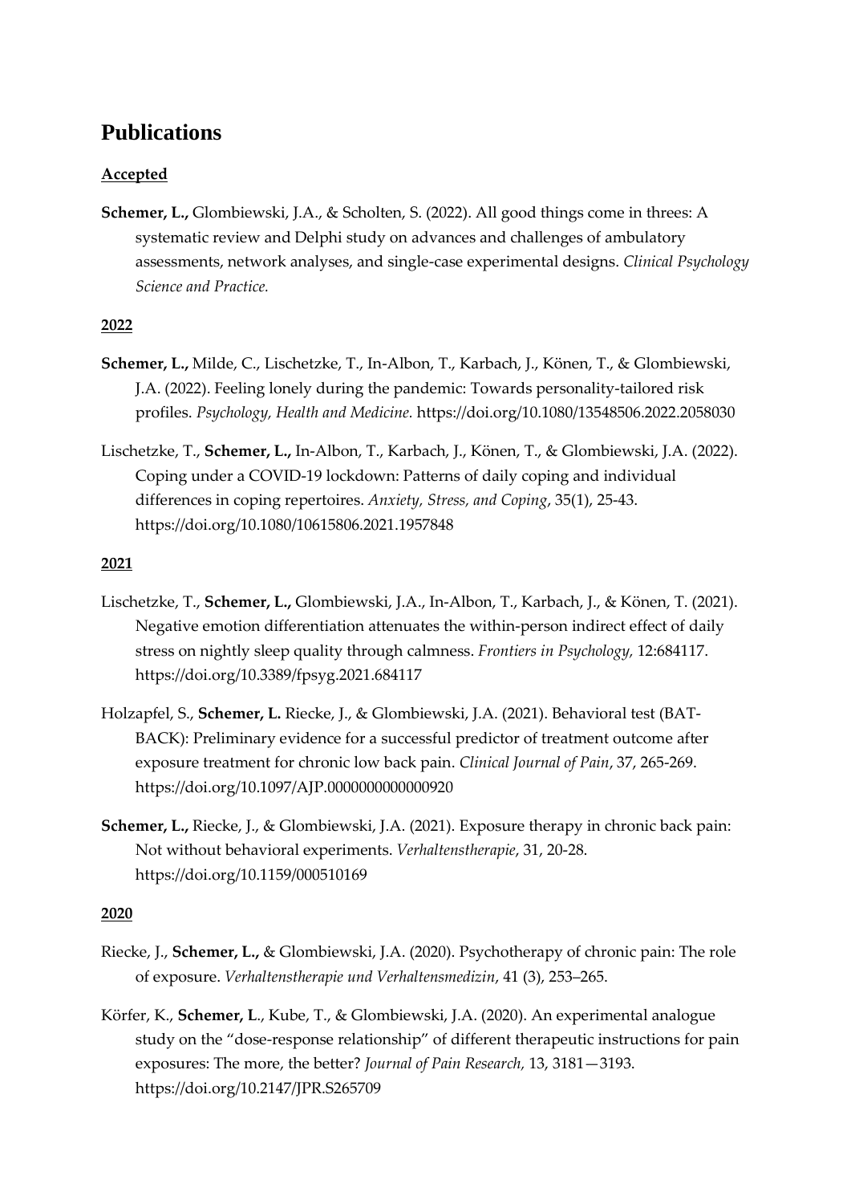# Publications

**Accepted**

**Schemer, L.,** Glombiewski, J.A., & Scholten, S. (2022). All good things come in threes: A systematic review and Delphi study on advances and challenges of ambulatory assessments, network analyses, and single-case experimental designs. *Clinical Psychology Science and Practice.*

**2022**

**Schemer, L.,** Milde, C., Lischetzke, T., In-Albon, T., Karbach, J., Könen, T., & Glombiewski, J.A. (2022). Feeling lonely during the pandemic: Towards personality-tailored risk profiles. *Psychology, Health and Medicine.* https://doi.org/10.1080/13548506.2022.2058030

Lischetzke, T., **Schemer, L.,** In-Albon, T., Karbach, J., Könen, T., & Glombiewski, J.A. (2022). Coping under a COVID-19 lockdown: Patterns of daily coping and individual differences in coping repertoires. *Anxiety, Stress, and Coping*, 35(1), 25-43. https://doi.org/10.1080/10615806.2021.1957848

**2021**

Lischetzke, T., **Schemer, L.,** Glombiewski, J.A., In-Albon, T., Karbach, J., & Könen, T. (2021). Negative emotion differentiation attenuates the within-person indirect effect of daily stress on nightly sleep quality through calmness. *Frontiers in Psychology,* 12:684117. https://doi.org/10.3389/fpsyg.2021.684117

Holzapfel, S., **Schemer, L.** Riecke, J., & Glombiewski, J.A. (2021). Behavioral test (BAT-BACK): Preliminary evidence for a successful predictor of treatment outcome after exposure treatment for chronic low back pain. *Clinical Journal of Pain*, 37, 265-269. https://doi.org/10.1097/AJP.0000000000000920

**Schemer, L.,** Riecke, J., & Glombiewski, J.A. (2021). Exposure therapy in chronic back pain: Not without behavioral experiments. *Verhaltenstherapie*, 31, 20-28. https://doi.org/10.1159/000510169

**2020**

Riecke, J., **Schemer, L.,** & Glombiewski, J.A. (2020). Psychotherapy of chronic pain: The role of exposure. *Verhaltenstherapie und Verhaltensmedizin*, 41 (3), 253–265.

Körfer, K., **Schemer, L**., Kube, T., & Glombiewski, J.A. (2020). An experimental analogue study on the "dose-response relationship" of different therapeutic instructions for pain exposures: The more, the better? *Journal of Pain Research,* 13, 3181—3193. https://doi.org/10.2147/JPR.S265709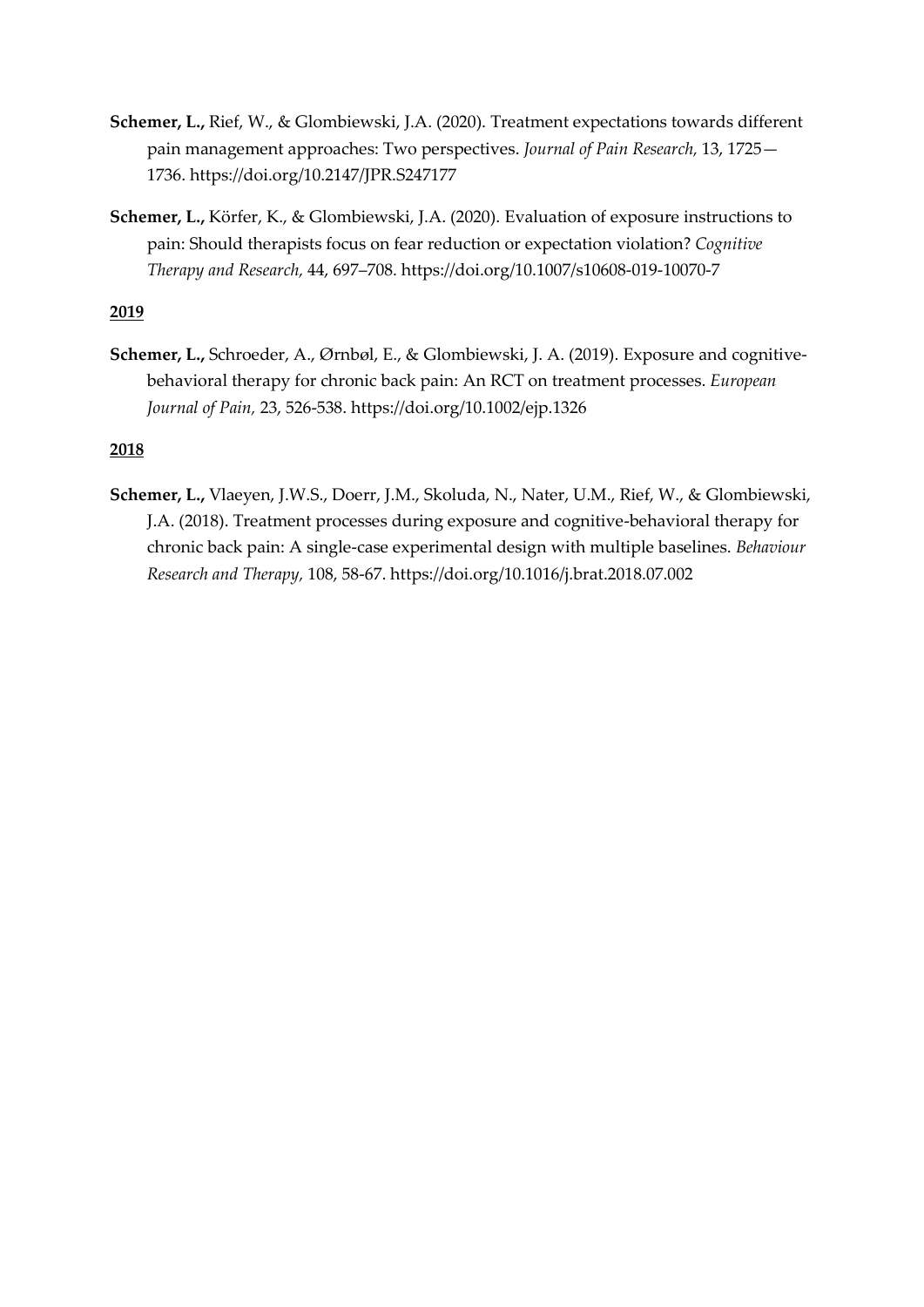**Schemer, L.,** Rief, W., & Glombiewski, J.A. (2020). Treatment expectations towards different pain management approaches: Two perspectives. *Journal of Pain Research,* 13, 1725—1736. https://doi.org/10.2147/JPR.S247177

**Schemer, L.,** Körfer, K., & Glombiewski, J.A. (2020). Evaluation of exposure instructions to pain: Should therapists focus on fear reduction or expectation violation? *Cognitive Therapy and Research,* 44, 697–708. https://doi.org/10.1007/s10608-019-10070-7

**2019**

**Schemer, L.,** Schroeder, A., Ørnbøl, E., & Glombiewski, J. A. (2019). Exposure and cognitive-behavioral therapy for chronic back pain: An RCT on treatment processes. *European Journal of Pain,* 23, 526-538. https://doi.org/10.1002/ejp.1326

**2018**

**Schemer, L.,** Vlaeyen, J.W.S., Doerr, J.M., Skoluda, N., Nater, U.M., Rief, W., & Glombiewski, J.A. (2018). Treatment processes during exposure and cognitive-behavioral therapy for chronic back pain: A single-case experimental design with multiple baselines. *Behaviour Research and Therapy,* 108, 58-67. https://doi.org/10.1016/j.brat.2018.07.002